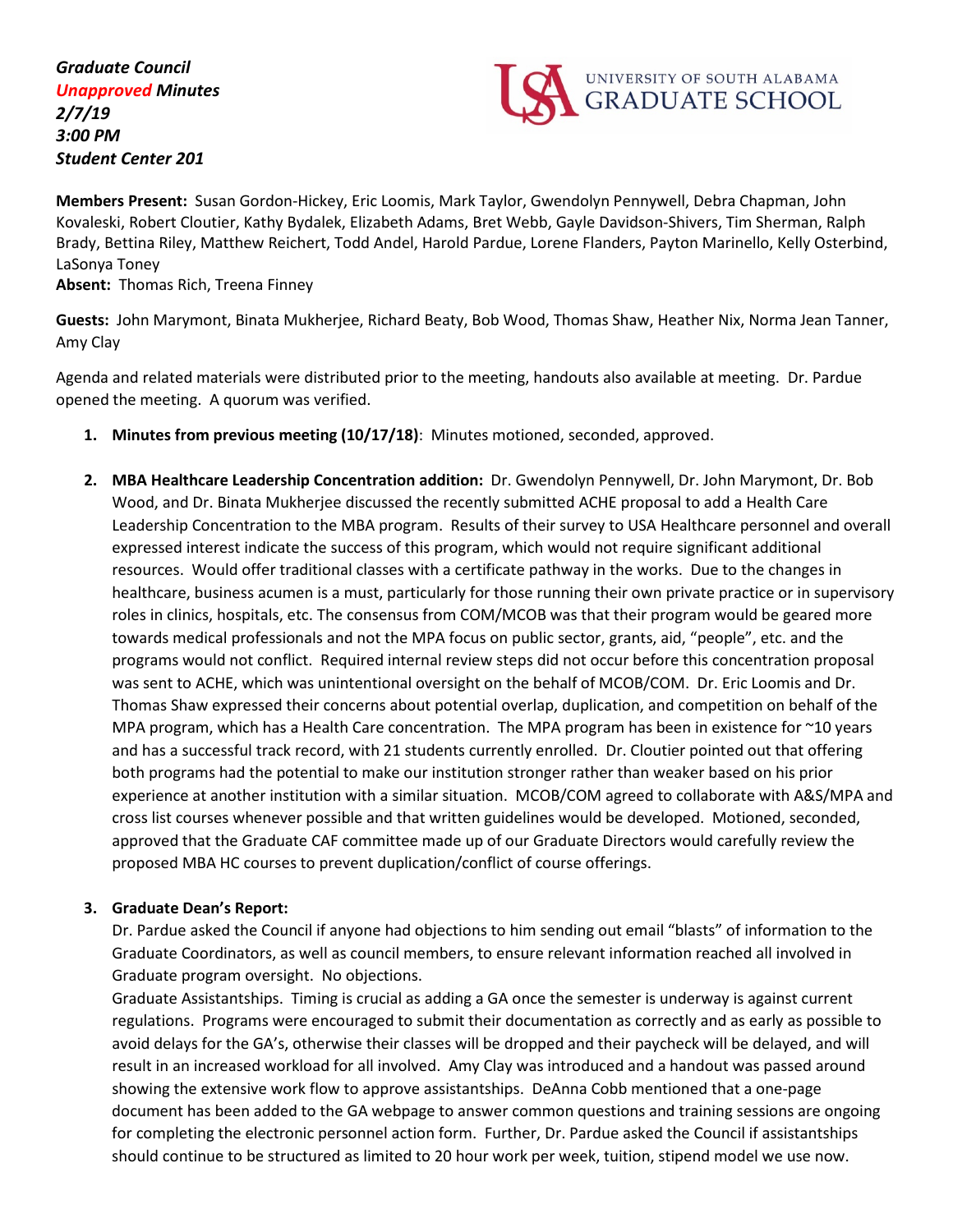***Graduate Council***
***Unapproved Minutes***
***2/7/19***
***3:00 PM***
***Student Center 201***

UNIVERSITY OF SOUTH ALABAMA
GRADUATE SCHOOL

**Members Present:** Susan Gordon-Hickey, Eric Loomis, Mark Taylor, Gwendolyn Pennywell, Debra Chapman, John Kovaleski, Robert Cloutier, Kathy Bydalek, Elizabeth Adams, Bret Webb, Gayle Davidson-Shivers, Tim Sherman, Ralph Brady, Bettina Riley, Matthew Reichert, Todd Andel, Harold Pardue, Lorene Flanders, Payton Marinello, Kelly Osterbind, LaSonya Toney
**Absent:** Thomas Rich, Treena Finney

**Guests:** John Marymont, Binata Mukherjee, Richard Beaty, Bob Wood, Thomas Shaw, Heather Nix, Norma Jean Tanner, Amy Clay

Agenda and related materials were distributed prior to the meeting, handouts also available at meeting. Dr. Pardue opened the meeting. A quorum was verified.

1. **Minutes from previous meeting (10/17/18)**: Minutes motioned, seconded, approved.

2. **MBA Healthcare Leadership Concentration addition:** Dr. Gwendolyn Pennywell, Dr. John Marymont, Dr. Bob Wood, and Dr. Binata Mukherjee discussed the recently submitted ACHE proposal to add a Health Care Leadership Concentration to the MBA program. Results of their survey to USA Healthcare personnel and overall expressed interest indicate the success of this program, which would not require significant additional resources. Would offer traditional classes with a certificate pathway in the works. Due to the changes in healthcare, business acumen is a must, particularly for those running their own private practice or in supervisory roles in clinics, hospitals, etc. The consensus from COM/MCOB was that their program would be geared more towards medical professionals and not the MPA focus on public sector, grants, aid, "people", etc. and the programs would not conflict. Required internal review steps did not occur before this concentration proposal was sent to ACHE, which was unintentional oversight on the behalf of MCOB/COM. Dr. Eric Loomis and Dr. Thomas Shaw expressed their concerns about potential overlap, duplication, and competition on behalf of the MPA program, which has a Health Care concentration. The MPA program has been in existence for ~10 years and has a successful track record, with 21 students currently enrolled. Dr. Cloutier pointed out that offering both programs had the potential to make our institution stronger rather than weaker based on his prior experience at another institution with a similar situation. MCOB/COM agreed to collaborate with A&S/MPA and cross list courses whenever possible and that written guidelines would be developed. Motioned, seconded, approved that the Graduate CAF committee made up of our Graduate Directors would carefully review the proposed MBA HC courses to prevent duplication/conflict of course offerings.

3. **Graduate Dean's Report:**
   Dr. Pardue asked the Council if anyone had objections to him sending out email "blasts" of information to the Graduate Coordinators, as well as council members, to ensure relevant information reached all involved in Graduate program oversight. No objections.
   Graduate Assistantships. Timing is crucial as adding a GA once the semester is underway is against current regulations. Programs were encouraged to submit their documentation as correctly and as early as possible to avoid delays for the GA's, otherwise their classes will be dropped and their paycheck will be delayed, and will result in an increased workload for all involved. Amy Clay was introduced and a handout was passed around showing the extensive work flow to approve assistantships. DeAnna Cobb mentioned that a one-page document has been added to the GA webpage to answer common questions and training sessions are ongoing for completing the electronic personnel action form. Further, Dr. Pardue asked the Council if assistantships should continue to be structured as limited to 20 hour work per week, tuition, stipend model we use now.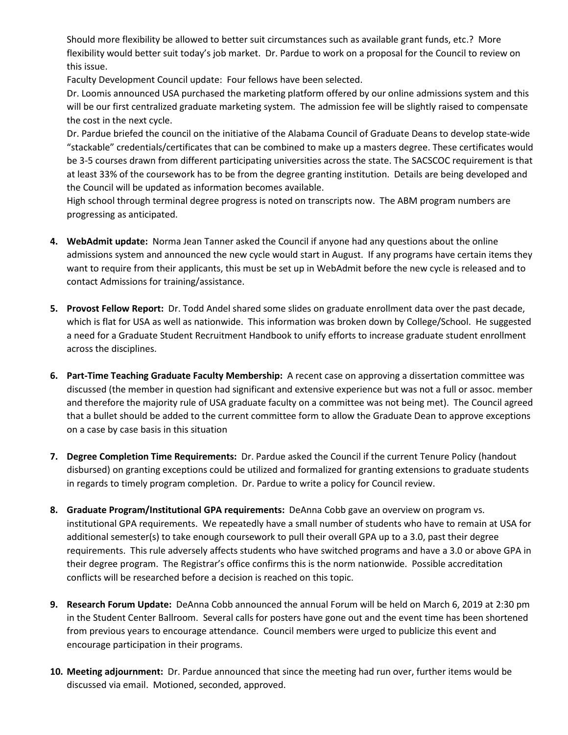Should more flexibility be allowed to better suit circumstances such as available grant funds, etc.? More flexibility would better suit today's job market. Dr. Pardue to work on a proposal for the Council to review on this issue.

Faculty Development Council update: Four fellows have been selected.

Dr. Loomis announced USA purchased the marketing platform offered by our online admissions system and this will be our first centralized graduate marketing system. The admission fee will be slightly raised to compensate the cost in the next cycle.

Dr. Pardue briefed the council on the initiative of the Alabama Council of Graduate Deans to develop state-wide "stackable" credentials/certificates that can be combined to make up a masters degree. These certificates would be 3-5 courses drawn from different participating universities across the state. The SACSCOC requirement is that at least 33% of the coursework has to be from the degree granting institution. Details are being developed and the Council will be updated as information becomes available.

High school through terminal degree progress is noted on transcripts now. The ABM program numbers are progressing as anticipated.

4. **WebAdmit update:** Norma Jean Tanner asked the Council if anyone had any questions about the online admissions system and announced the new cycle would start in August. If any programs have certain items they want to require from their applicants, this must be set up in WebAdmit before the new cycle is released and to contact Admissions for training/assistance.

5. **Provost Fellow Report:** Dr. Todd Andel shared some slides on graduate enrollment data over the past decade, which is flat for USA as well as nationwide. This information was broken down by College/School. He suggested a need for a Graduate Student Recruitment Handbook to unify efforts to increase graduate student enrollment across the disciplines.

6. **Part-Time Teaching Graduate Faculty Membership:** A recent case on approving a dissertation committee was discussed (the member in question had significant and extensive experience but was not a full or assoc. member and therefore the majority rule of USA graduate faculty on a committee was not being met). The Council agreed that a bullet should be added to the current committee form to allow the Graduate Dean to approve exceptions on a case by case basis in this situation

7. **Degree Completion Time Requirements:** Dr. Pardue asked the Council if the current Tenure Policy (handout disbursed) on granting exceptions could be utilized and formalized for granting extensions to graduate students in regards to timely program completion. Dr. Pardue to write a policy for Council review.

8. **Graduate Program/Institutional GPA requirements:** DeAnna Cobb gave an overview on program vs. institutional GPA requirements. We repeatedly have a small number of students who have to remain at USA for additional semester(s) to take enough coursework to pull their overall GPA up to a 3.0, past their degree requirements. This rule adversely affects students who have switched programs and have a 3.0 or above GPA in their degree program. The Registrar's office confirms this is the norm nationwide. Possible accreditation conflicts will be researched before a decision is reached on this topic.

9. **Research Forum Update:** DeAnna Cobb announced the annual Forum will be held on March 6, 2019 at 2:30 pm in the Student Center Ballroom. Several calls for posters have gone out and the event time has been shortened from previous years to encourage attendance. Council members were urged to publicize this event and encourage participation in their programs.

10. **Meeting adjournment:** Dr. Pardue announced that since the meeting had run over, further items would be discussed via email. Motioned, seconded, approved.